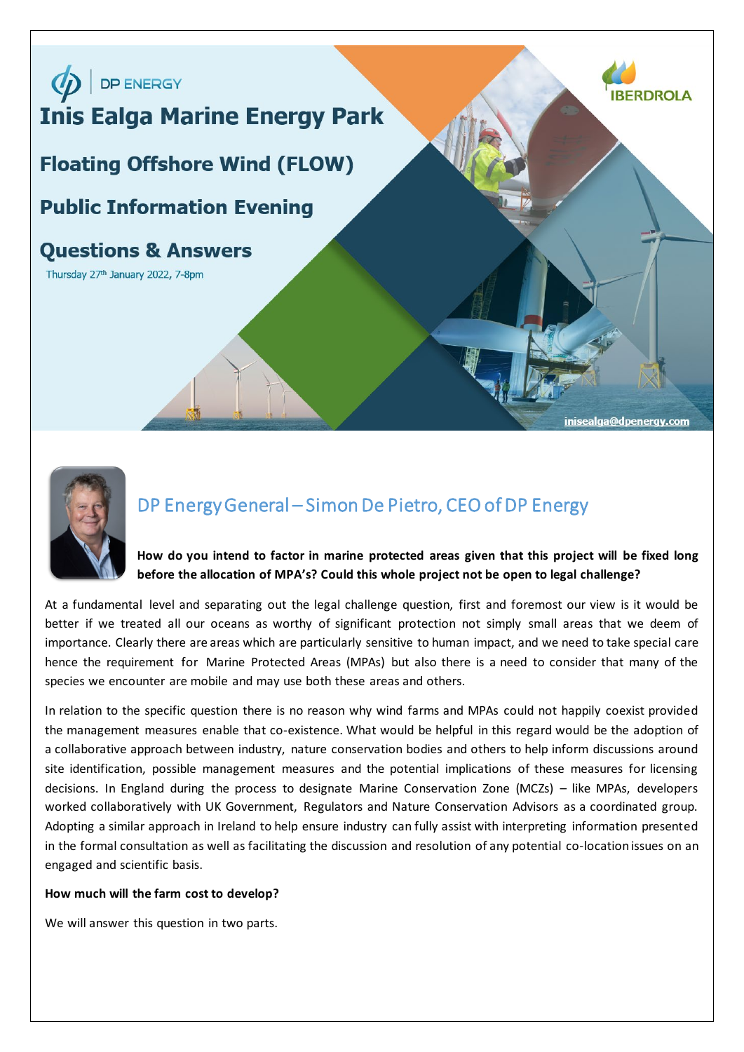DP ENERGY

# Inis Ealga Marine Energy Park

## Floating Offshore Wind (FLOW)

## Public Information Evening

## Questions & Answers

Thursday 27th January 2022, 7-8pm

IBERDROLA

inisealga@dpenergy.com

## DP Energy General – Simon De Pietro, CEO of DP Energy

**How do you intend to factor in marine protected areas given that this project will be fixed long before the allocation of MPA's? Could this whole project not be open to legal challenge?**

At a fundamental level and separating out the legal challenge question, first and foremost our view is it would be better if we treated all our oceans as worthy of significant protection not simply small areas that we deem of importance. Clearly there are areas which are particularly sensitive to human impact, and we need to take special care hence the requirement for Marine Protected Areas (MPAs) but also there is a need to consider that many of the species we encounter are mobile and may use both these areas and others.

In relation to the specific question there is no reason why wind farms and MPAs could not happily coexist provided the management measures enable that co-existence. What would be helpful in this regard would be the adoption of a collaborative approach between industry, nature conservation bodies and others to help inform discussions around site identification, possible management measures and the potential implications of these measures for licensing decisions. In England during the process to designate Marine Conservation Zone (MCZs) – like MPAs, developers worked collaboratively with UK Government, Regulators and Nature Conservation Advisors as a coordinated group. Adopting a similar approach in Ireland to help ensure industry can fully assist with interpreting information presented in the formal consultation as well as facilitating the discussion and resolution of any potential co-location issues on an engaged and scientific basis.

**How much will the farm cost to develop?**

We will answer this question in two parts.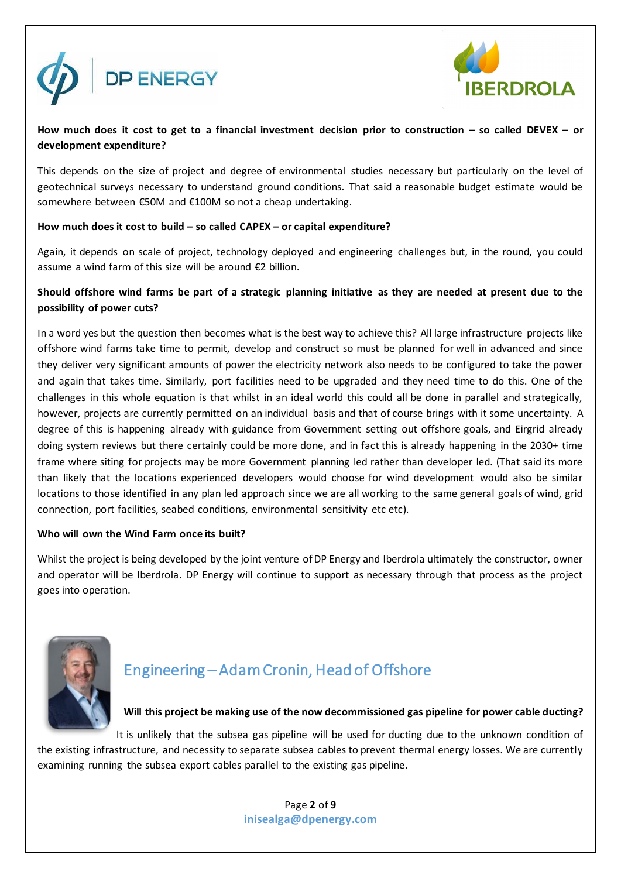**How much does it cost to get to a financial investment decision prior to construction – so called DEVEX – or development expenditure?**

This depends on the size of project and degree of environmental studies necessary but particularly on the level of geotechnical surveys necessary to understand ground conditions. That said a reasonable budget estimate would be somewhere between €50M and €100M so not a cheap undertaking.

**How much does it cost to build – so called CAPEX – or capital expenditure?**

Again, it depends on scale of project, technology deployed and engineering challenges but, in the round, you could assume a wind farm of this size will be around €2 billion.

**Should offshore wind farms be part of a strategic planning initiative as they are needed at present due to the possibility of power cuts?**

In a word yes but the question then becomes what is the best way to achieve this? All large infrastructure projects like offshore wind farms take time to permit, develop and construct so must be planned for well in advanced and since they deliver very significant amounts of power the electricity network also needs to be configured to take the power and again that takes time. Similarly, port facilities need to be upgraded and they need time to do this. One of the challenges in this whole equation is that whilst in an ideal world this could all be done in parallel and strategically, however, projects are currently permitted on an individual basis and that of course brings with it some uncertainty. A degree of this is happening already with guidance from Government setting out offshore goals, and Eirgrid already doing system reviews but there certainly could be more done, and in fact this is already happening in the 2030+ time frame where siting for projects may be more Government planning led rather than developer led. (That said its more than likely that the locations experienced developers would choose for wind development would also be similar locations to those identified in any plan led approach since we are all working to the same general goals of wind, grid connection, port facilities, seabed conditions, environmental sensitivity etc etc).

**Who will own the Wind Farm once its built?**

Whilst the project is being developed by the joint venture of DP Energy and Iberdrola ultimately the constructor, owner and operator will be Iberdrola. DP Energy will continue to support as necessary through that process as the project goes into operation.

## Engineering – Adam Cronin, Head of Offshore

**Will this project be making use of the now decommissioned gas pipeline for power cable ducting?**

It is unlikely that the subsea gas pipeline will be used for ducting due to the unknown condition of the existing infrastructure, and necessity to separate subsea cables to prevent thermal energy losses. We are currently examining running the subsea export cables parallel to the existing gas pipeline.

inisealga@dpenergy.com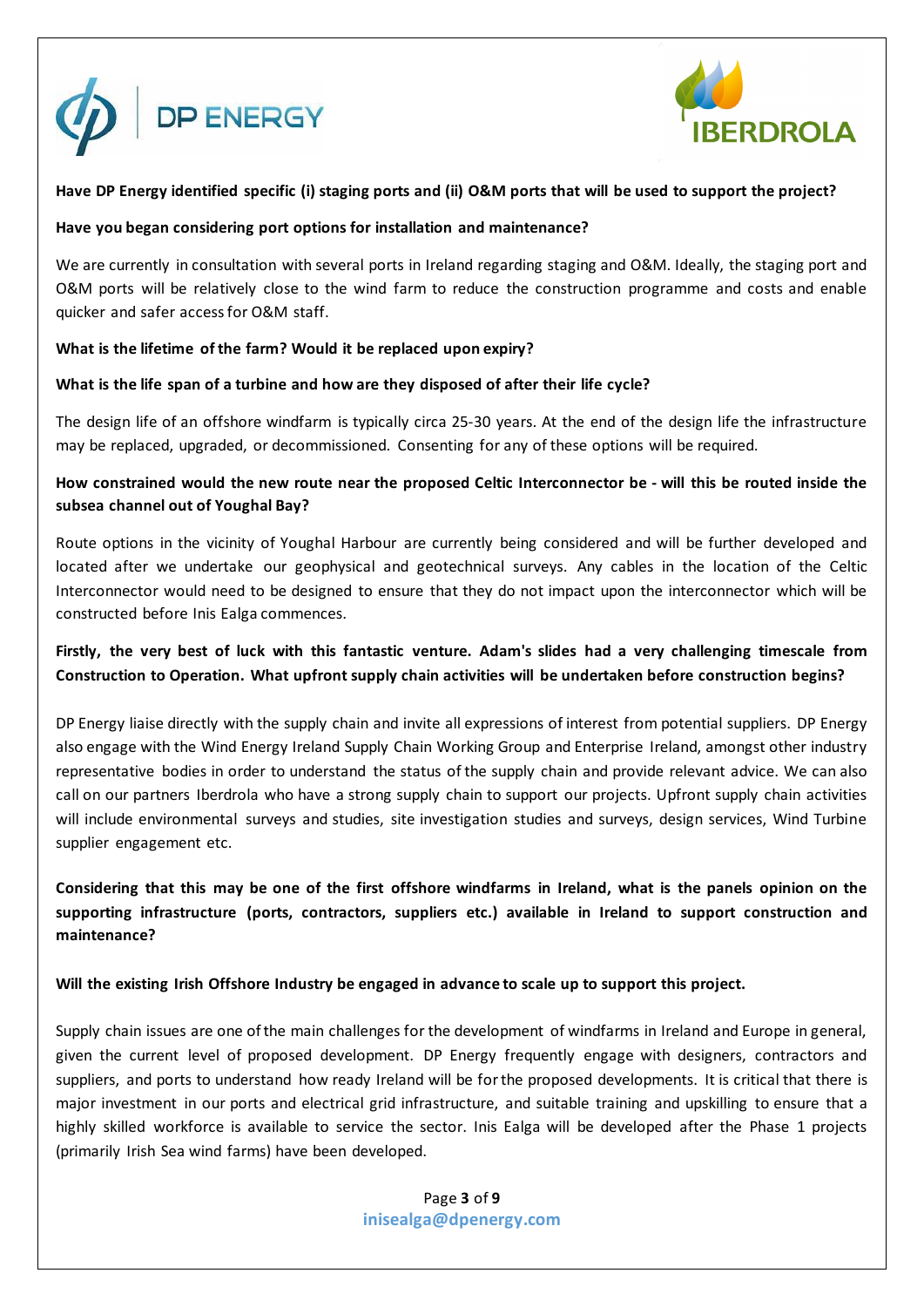**Have DP Energy identified specific (i) staging ports and (ii) O&M ports that will be used to support the project?**

**Have you began considering port options for installation and maintenance?**

We are currently in consultation with several ports in Ireland regarding staging and O&M. Ideally, the staging port and O&M ports will be relatively close to the wind farm to reduce the construction programme and costs and enable quicker and safer access for O&M staff.

**What is the lifetime of the farm? Would it be replaced upon expiry?**

**What is the life span of a turbine and how are they disposed of after their life cycle?**

The design life of an offshore windfarm is typically circa 25-30 years. At the end of the design life the infrastructure may be replaced, upgraded, or decommissioned. Consenting for any of these options will be required.

**How constrained would the new route near the proposed Celtic Interconnector be - will this be routed inside the subsea channel out of Youghal Bay?**

Route options in the vicinity of Youghal Harbour are currently being considered and will be further developed and located after we undertake our geophysical and geotechnical surveys. Any cables in the location of the Celtic Interconnector would need to be designed to ensure that they do not impact upon the interconnector which will be constructed before Inis Ealga commences.

**Firstly, the very best of luck with this fantastic venture. Adam's slides had a very challenging timescale from Construction to Operation. What upfront supply chain activities will be undertaken before construction begins?**

DP Energy liaise directly with the supply chain and invite all expressions of interest from potential suppliers. DP Energy also engage with the Wind Energy Ireland Supply Chain Working Group and Enterprise Ireland, amongst other industry representative bodies in order to understand the status of the supply chain and provide relevant advice. We can also call on our partners Iberdrola who have a strong supply chain to support our projects. Upfront supply chain activities will include environmental surveys and studies, site investigation studies and surveys, design services, Wind Turbine supplier engagement etc.

**Considering that this may be one of the first offshore windfarms in Ireland, what is the panels opinion on the supporting infrastructure (ports, contractors, suppliers etc.) available in Ireland to support construction and maintenance?**

**Will the existing Irish Offshore Industry be engaged in advance to scale up to support this project.**

Supply chain issues are one of the main challenges for the development of windfarms in Ireland and Europe in general, given the current level of proposed development. DP Energy frequently engage with designers, contractors and suppliers, and ports to understand how ready Ireland will be for the proposed developments. It is critical that there is major investment in our ports and electrical grid infrastructure, and suitable training and upskilling to ensure that a highly skilled workforce is available to service the sector. Inis Ealga will be developed after the Phase 1 projects (primarily Irish Sea wind farms) have been developed.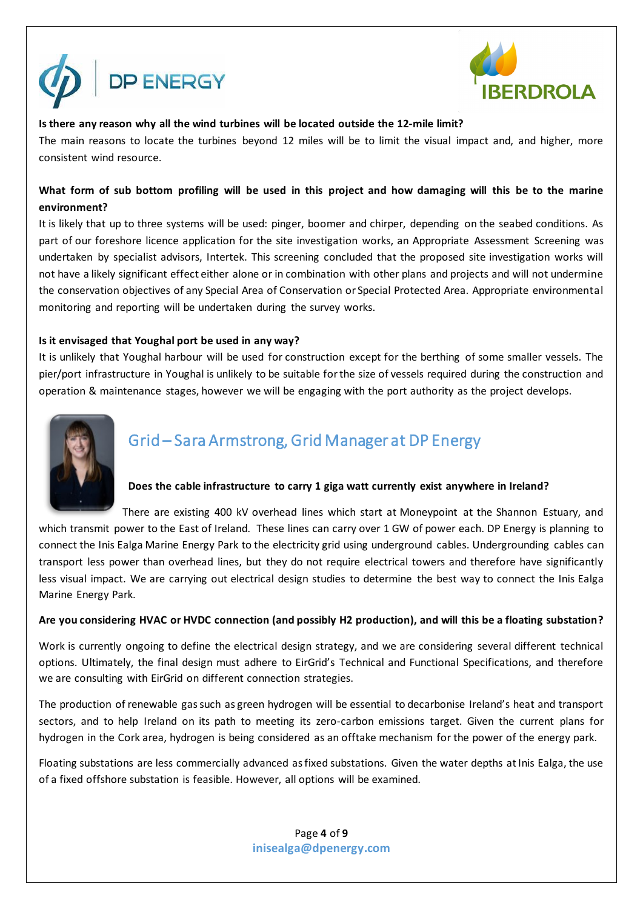**Is there any reason why all the wind turbines will be located outside the 12-mile limit?**

The main reasons to locate the turbines beyond 12 miles will be to limit the visual impact and, and higher, more consistent wind resource.

**What form of sub bottom profiling will be used in this project and how damaging will this be to the marine environment?**

It is likely that up to three systems will be used: pinger, boomer and chirper, depending on the seabed conditions. As part of our foreshore licence application for the site investigation works, an Appropriate Assessment Screening was undertaken by specialist advisors, Intertek. This screening concluded that the proposed site investigation works will not have a likely significant effect either alone or in combination with other plans and projects and will not undermine the conservation objectives of any Special Area of Conservation or Special Protected Area. Appropriate environmental monitoring and reporting will be undertaken during the survey works.

**Is it envisaged that Youghal port be used in any way?**

It is unlikely that Youghal harbour will be used for construction except for the berthing of some smaller vessels. The pier/port infrastructure in Youghal is unlikely to be suitable for the size of vessels required during the construction and operation & maintenance stages, however we will be engaging with the port authority as the project develops.

## Grid – Sara Armstrong, Grid Manager at DP Energy

**Does the cable infrastructure to carry 1 giga watt currently exist anywhere in Ireland?**

There are existing 400 kV overhead lines which start at Moneypoint at the Shannon Estuary, and which transmit power to the East of Ireland. These lines can carry over 1 GW of power each. DP Energy is planning to connect the Inis Ealga Marine Energy Park to the electricity grid using underground cables. Undergrounding cables can transport less power than overhead lines, but they do not require electrical towers and therefore have significantly less visual impact. We are carrying out electrical design studies to determine the best way to connect the Inis Ealga Marine Energy Park.

**Are you considering HVAC or HVDC connection (and possibly H2 production), and will this be a floating substation?**

Work is currently ongoing to define the electrical design strategy, and we are considering several different technical options. Ultimately, the final design must adhere to EirGrid's Technical and Functional Specifications, and therefore we are consulting with EirGrid on different connection strategies.

The production of renewable gas such as green hydrogen will be essential to decarbonise Ireland's heat and transport sectors, and to help Ireland on its path to meeting its zero-carbon emissions target. Given the current plans for hydrogen in the Cork area, hydrogen is being considered as an offtake mechanism for the power of the energy park.

Floating substations are less commercially advanced as fixed substations. Given the water depths at Inis Ealga, the use of a fixed offshore substation is feasible. However, all options will be examined.

inisealga@dpenergy.com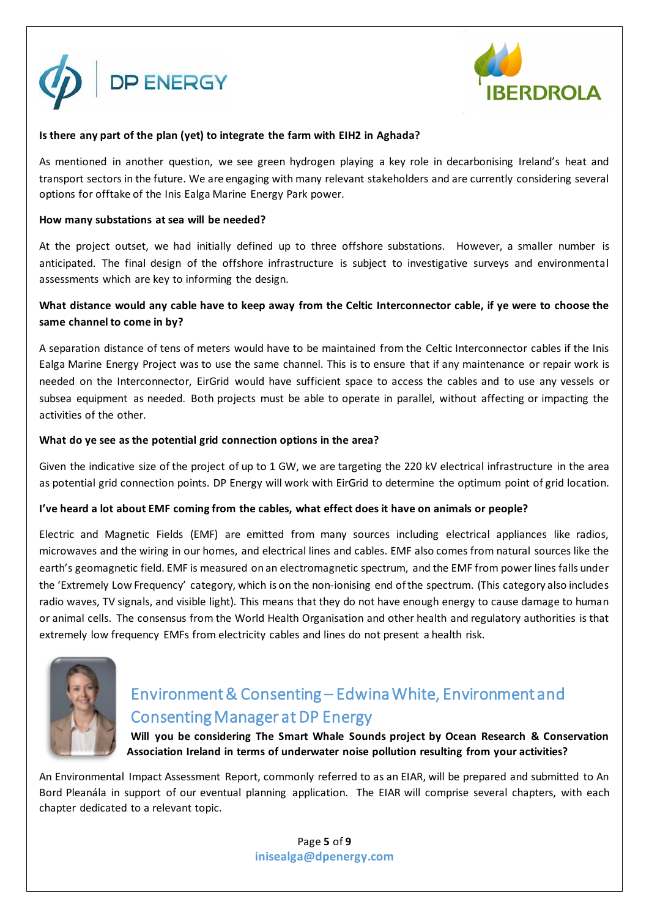**Is there any part of the plan (yet) to integrate the farm with EIH2 in Aghada?**

As mentioned in another question, we see green hydrogen playing a key role in decarbonising Ireland's heat and transport sectors in the future. We are engaging with many relevant stakeholders and are currently considering several options for offtake of the Inis Ealga Marine Energy Park power.

**How many substations at sea will be needed?**

At the project outset, we had initially defined up to three offshore substations. However, a smaller number is anticipated. The final design of the offshore infrastructure is subject to investigative surveys and environmental assessments which are key to informing the design.

**What distance would any cable have to keep away from the Celtic Interconnector cable, if ye were to choose the same channel to come in by?**

A separation distance of tens of meters would have to be maintained from the Celtic Interconnector cables if the Inis Ealga Marine Energy Project was to use the same channel. This is to ensure that if any maintenance or repair work is needed on the Interconnector, EirGrid would have sufficient space to access the cables and to use any vessels or subsea equipment as needed. Both projects must be able to operate in parallel, without affecting or impacting the activities of the other.

**What do ye see as the potential grid connection options in the area?**

Given the indicative size of the project of up to 1 GW, we are targeting the 220 kV electrical infrastructure in the area as potential grid connection points. DP Energy will work with EirGrid to determine the optimum point of grid location.

**I've heard a lot about EMF coming from the cables, what effect does it have on animals or people?**

Electric and Magnetic Fields (EMF) are emitted from many sources including electrical appliances like radios, microwaves and the wiring in our homes, and electrical lines and cables. EMF also comes from natural sources like the earth's geomagnetic field. EMF is measured on an electromagnetic spectrum, and the EMF from power lines falls under the 'Extremely Low Frequency' category, which is on the non-ionising end of the spectrum. (This category also includes radio waves, TV signals, and visible light). This means that they do not have enough energy to cause damage to human or animal cells. The consensus from the World Health Organisation and other health and regulatory authorities is that extremely low frequency EMFs from electricity cables and lines do not present a health risk.

## Environment & Consenting – Edwina White, Environment and Consenting Manager at DP Energy

**Will you be considering The Smart Whale Sounds project by Ocean Research & Conservation Association Ireland in terms of underwater noise pollution resulting from your activities?**

An Environmental Impact Assessment Report, commonly referred to as an EIAR, will be prepared and submitted to An Bord Pleanála in support of our eventual planning application. The EIAR will comprise several chapters, with each chapter dedicated to a relevant topic.

inisealga@dpenergy.com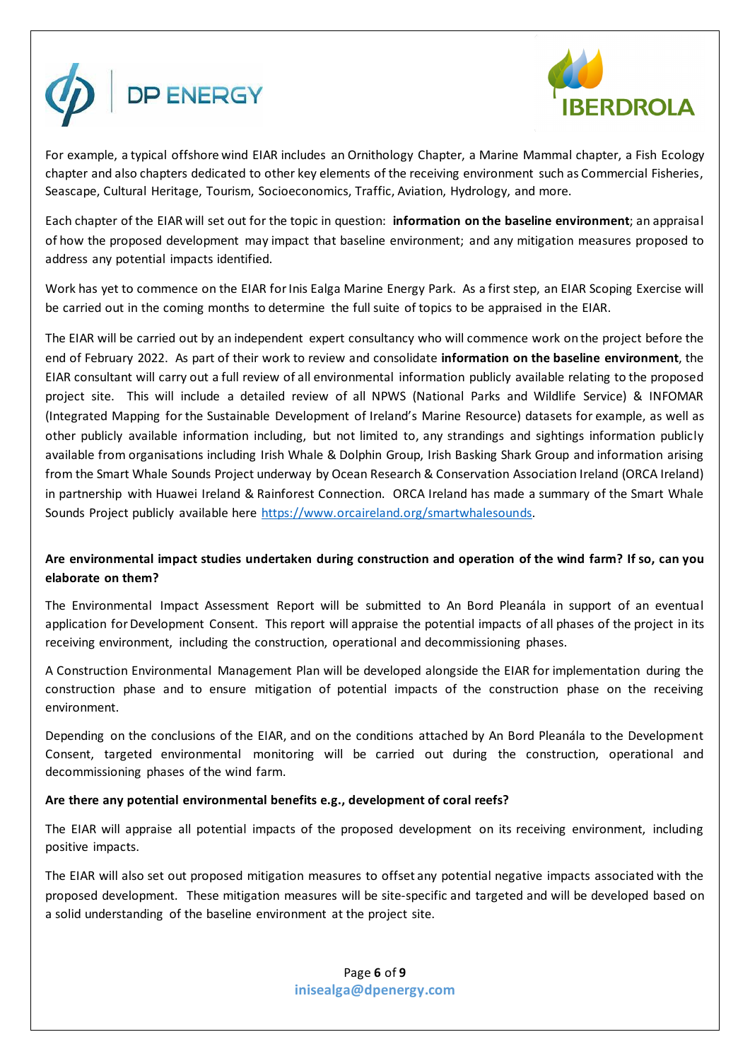For example, a typical offshore wind EIAR includes an Ornithology Chapter, a Marine Mammal chapter, a Fish Ecology chapter and also chapters dedicated to other key elements of the receiving environment such as Commercial Fisheries, Seascape, Cultural Heritage, Tourism, Socioeconomics, Traffic, Aviation, Hydrology, and more.

Each chapter of the EIAR will set out for the topic in question: **information on the baseline environment**; an appraisal of how the proposed development may impact that baseline environment; and any mitigation measures proposed to address any potential impacts identified.

Work has yet to commence on the EIAR for Inis Ealga Marine Energy Park. As a first step, an EIAR Scoping Exercise will be carried out in the coming months to determine the full suite of topics to be appraised in the EIAR.

The EIAR will be carried out by an independent expert consultancy who will commence work on the project before the end of February 2022. As part of their work to review and consolidate **information on the baseline environment**, the EIAR consultant will carry out a full review of all environmental information publicly available relating to the proposed project site. This will include a detailed review of all NPWS (National Parks and Wildlife Service) & INFOMAR (Integrated Mapping for the Sustainable Development of Ireland's Marine Resource) datasets for example, as well as other publicly available information including, but not limited to, any strandings and sightings information publicly available from organisations including Irish Whale & Dolphin Group, Irish Basking Shark Group and information arising from the Smart Whale Sounds Project underway by Ocean Research & Conservation Association Ireland (ORCA Ireland) in partnership with Huawei Ireland & Rainforest Connection. ORCA Ireland has made a summary of the Smart Whale Sounds Project publicly available here [https://www.orcaireland.org/smartwhalesounds](https://www.orcaireland.org/smartwhalesounds).

**Are environmental impact studies undertaken during construction and operation of the wind farm? If so, can you elaborate on them?**

The Environmental Impact Assessment Report will be submitted to An Bord Pleanála in support of an eventual application for Development Consent. This report will appraise the potential impacts of all phases of the project in its receiving environment, including the construction, operational and decommissioning phases.

A Construction Environmental Management Plan will be developed alongside the EIAR for implementation during the construction phase and to ensure mitigation of potential impacts of the construction phase on the receiving environment.

Depending on the conclusions of the EIAR, and on the conditions attached by An Bord Pleanála to the Development Consent, targeted environmental monitoring will be carried out during the construction, operational and decommissioning phases of the wind farm.

**Are there any potential environmental benefits e.g., development of coral reefs?**

The EIAR will appraise all potential impacts of the proposed development on its receiving environment, including positive impacts.

The EIAR will also set out proposed mitigation measures to offset any potential negative impacts associated with the proposed development. These mitigation measures will be site-specific and targeted and will be developed based on a solid understanding of the baseline environment at the project site.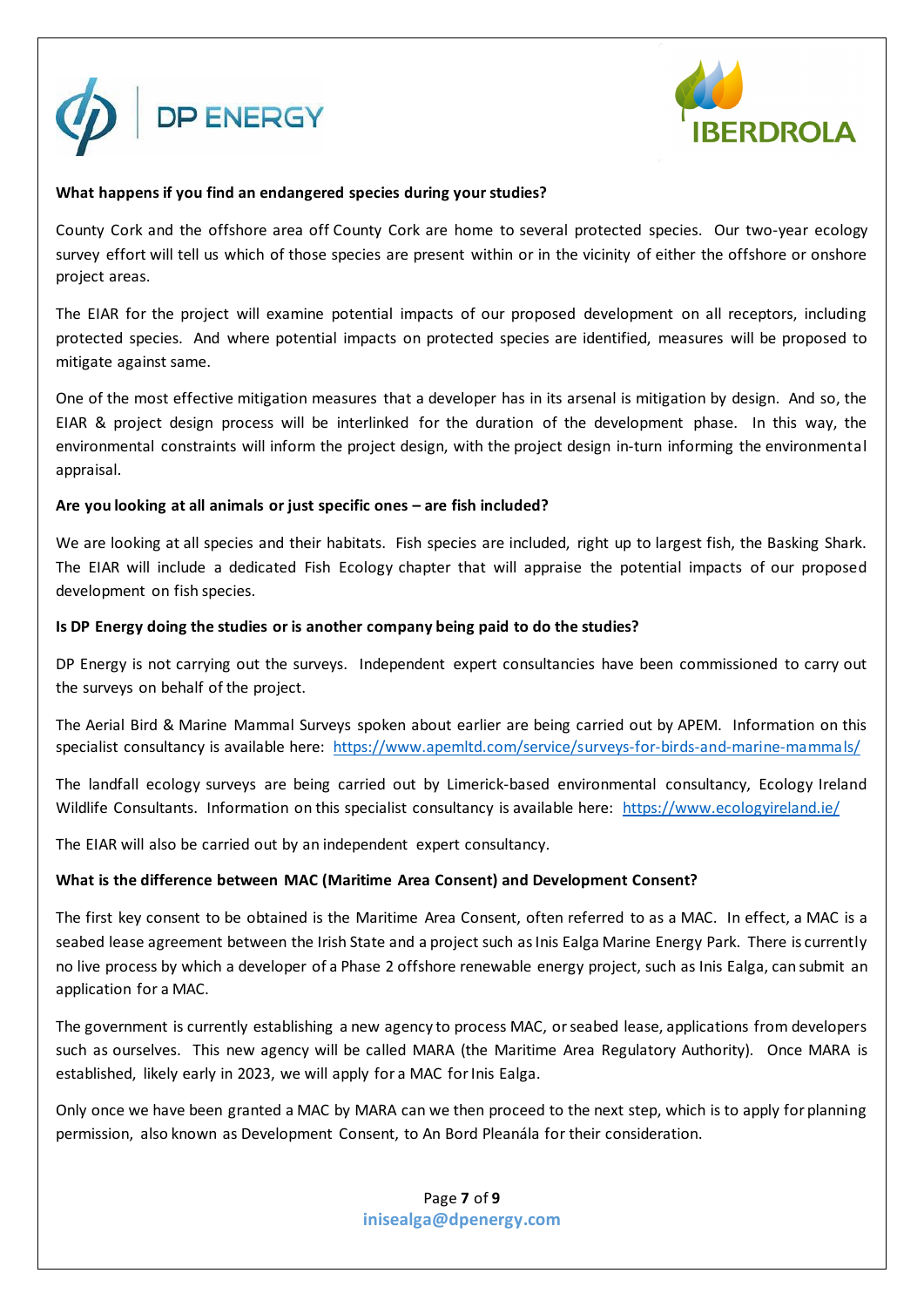**What happens if you find an endangered species during your studies?**

County Cork and the offshore area off County Cork are home to several protected species. Our two-year ecology survey effort will tell us which of those species are present within or in the vicinity of either the offshore or onshore project areas.

The EIAR for the project will examine potential impacts of our proposed development on all receptors, including protected species. And where potential impacts on protected species are identified, measures will be proposed to mitigate against same.

One of the most effective mitigation measures that a developer has in its arsenal is mitigation by design. And so, the EIAR & project design process will be interlinked for the duration of the development phase. In this way, the environmental constraints will inform the project design, with the project design in-turn informing the environmental appraisal.

**Are you looking at all animals or just specific ones – are fish included?**

We are looking at all species and their habitats. Fish species are included, right up to largest fish, the Basking Shark. The EIAR will include a dedicated Fish Ecology chapter that will appraise the potential impacts of our proposed development on fish species.

**Is DP Energy doing the studies or is another company being paid to do the studies?**

DP Energy is not carrying out the surveys. Independent expert consultancies have been commissioned to carry out the surveys on behalf of the project.

The Aerial Bird & Marine Mammal Surveys spoken about earlier are being carried out by APEM. Information on this specialist consultancy is available here: https://www.apemltd.com/service/surveys-for-birds-and-marine-mammals/

The landfall ecology surveys are being carried out by Limerick-based environmental consultancy, Ecology Ireland Wildlife Consultants. Information on this specialist consultancy is available here: https://www.ecologyireland.ie/

The EIAR will also be carried out by an independent expert consultancy.

**What is the difference between MAC (Maritime Area Consent) and Development Consent?**

The first key consent to be obtained is the Maritime Area Consent, often referred to as a MAC. In effect, a MAC is a seabed lease agreement between the Irish State and a project such as Inis Ealga Marine Energy Park. There is currently no live process by which a developer of a Phase 2 offshore renewable energy project, such as Inis Ealga, can submit an application for a MAC.

The government is currently establishing a new agency to process MAC, or seabed lease, applications from developers such as ourselves. This new agency will be called MARA (the Maritime Area Regulatory Authority). Once MARA is established, likely early in 2023, we will apply for a MAC for Inis Ealga.

Only once we have been granted a MAC by MARA can we then proceed to the next step, which is to apply for planning permission, also known as Development Consent, to An Bord Pleanála for their consideration.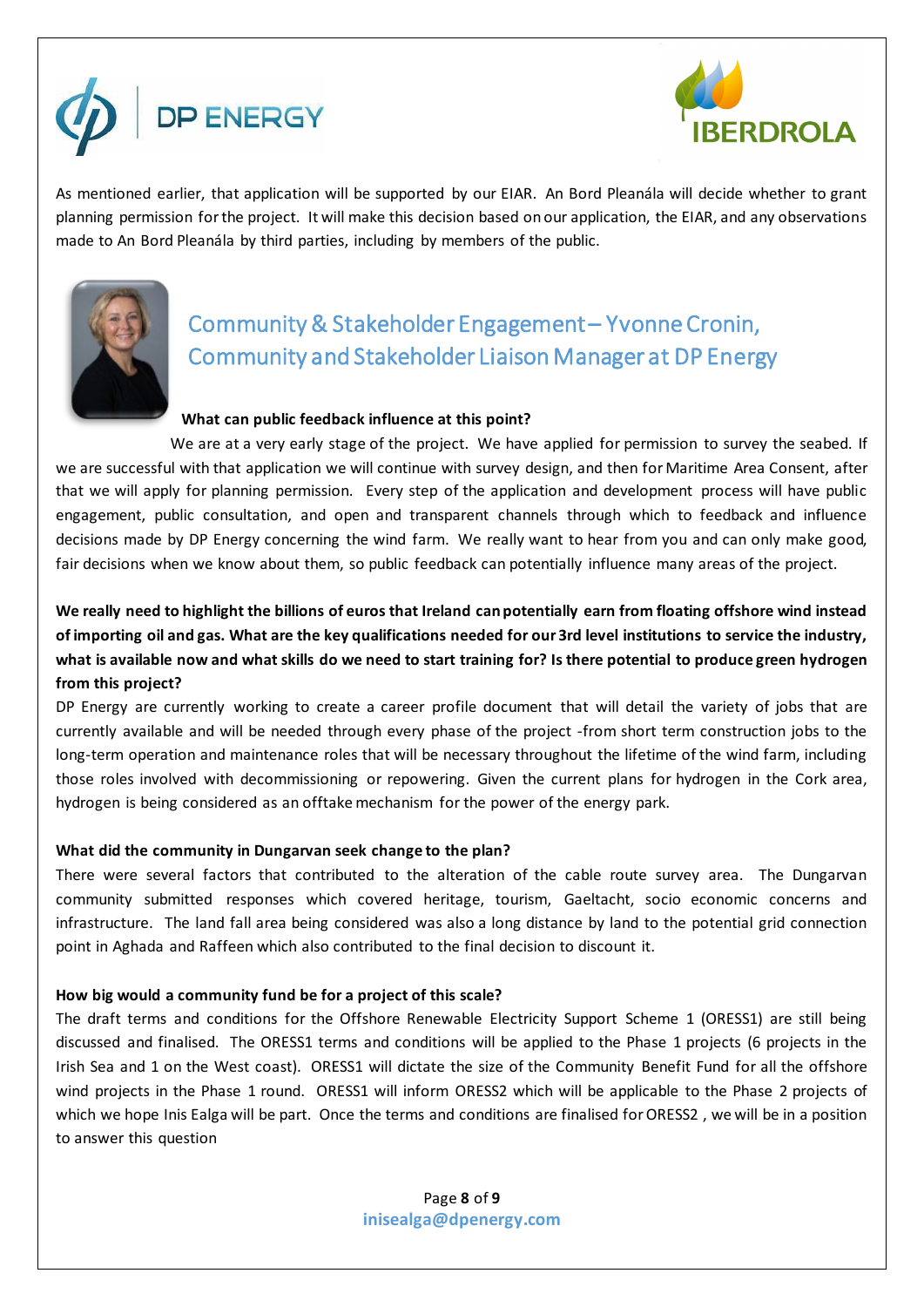As mentioned earlier, that application will be supported by our EIAR. An Bord Pleanála will decide whether to grant planning permission for the project. It will make this decision based on our application, the EIAR, and any observations made to An Bord Pleanála by third parties, including by members of the public.

## Community & Stakeholder Engagement – Yvonne Cronin, Community and Stakeholder Liaison Manager at DP Energy

**What can public feedback influence at this point?**

We are at a very early stage of the project. We have applied for permission to survey the seabed. If we are successful with that application we will continue with survey design, and then for Maritime Area Consent, after that we will apply for planning permission. Every step of the application and development process will have public engagement, public consultation, and open and transparent channels through which to feedback and influence decisions made by DP Energy concerning the wind farm. We really want to hear from you and can only make good, fair decisions when we know about them, so public feedback can potentially influence many areas of the project.

**We really need to highlight the billions of euros that Ireland can potentially earn from floating offshore wind instead of importing oil and gas. What are the key qualifications needed for our 3rd level institutions to service the industry, what is available now and what skills do we need to start training for? Is there potential to produce green hydrogen from this project?**

DP Energy are currently working to create a career profile document that will detail the variety of jobs that are currently available and will be needed through every phase of the project -from short term construction jobs to the long-term operation and maintenance roles that will be necessary throughout the lifetime of the wind farm, including those roles involved with decommissioning or repowering. Given the current plans for hydrogen in the Cork area, hydrogen is being considered as an offtake mechanism for the power of the energy park.

**What did the community in Dungarvan seek change to the plan?**

There were several factors that contributed to the alteration of the cable route survey area. The Dungarvan community submitted responses which covered heritage, tourism, Gaeltacht, socio economic concerns and infrastructure. The land fall area being considered was also a long distance by land to the potential grid connection point in Aghada and Raffeen which also contributed to the final decision to discount it.

**How big would a community fund be for a project of this scale?**

The draft terms and conditions for the Offshore Renewable Electricity Support Scheme 1 (ORESS1) are still being discussed and finalised. The ORESS1 terms and conditions will be applied to the Phase 1 projects (6 projects in the Irish Sea and 1 on the West coast). ORESS1 will dictate the size of the Community Benefit Fund for all the offshore wind projects in the Phase 1 round. ORESS1 will inform ORESS2 which will be applicable to the Phase 2 projects of which we hope Inis Ealga will be part. Once the terms and conditions are finalised for ORESS2 , we will be in a position to answer this question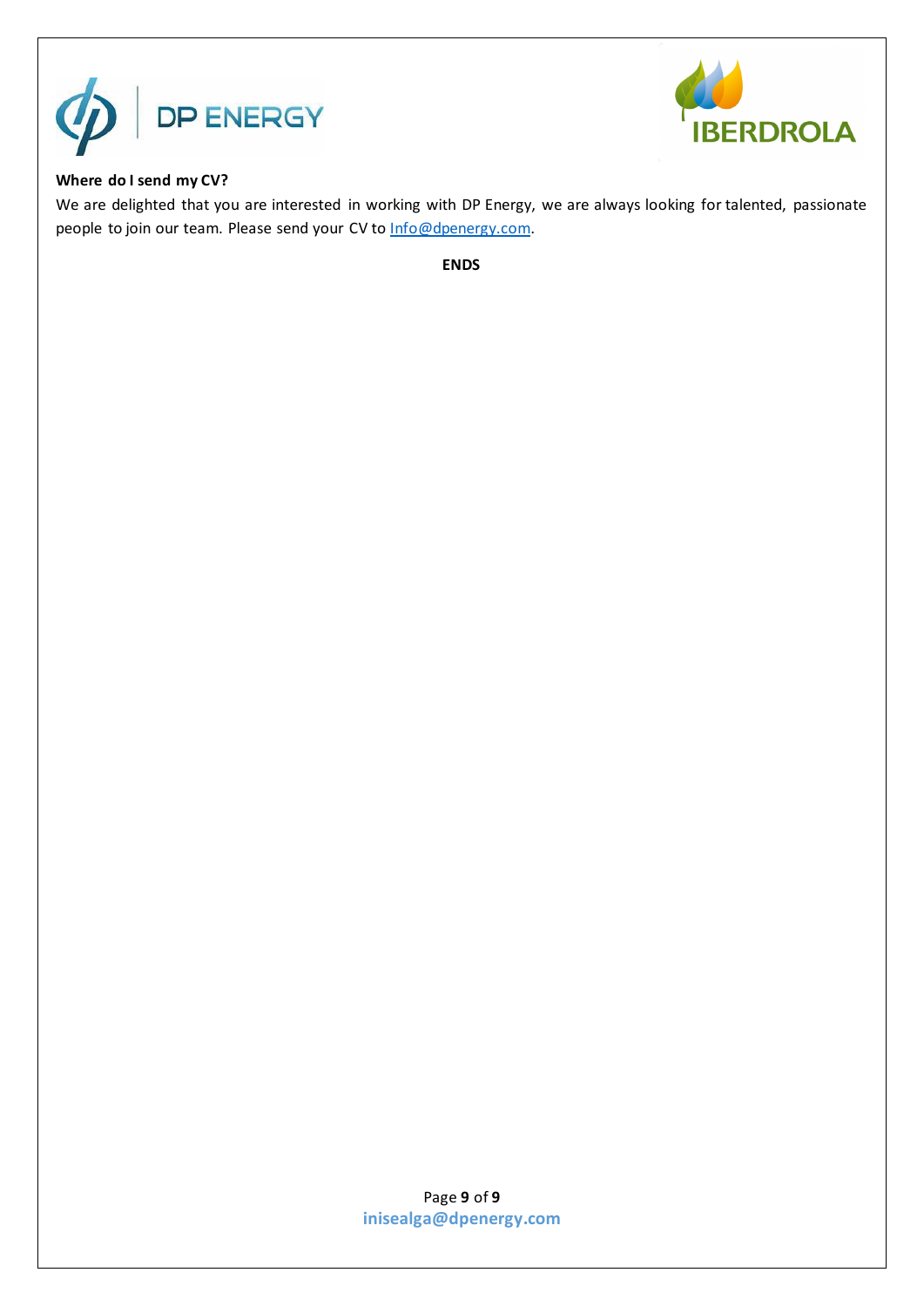**Where do I send my CV?**

We are delighted that you are interested in working with DP Energy, we are always looking for talented, passionate people to join our team. Please send your CV to Info@dpenergy.com.

**ENDS**